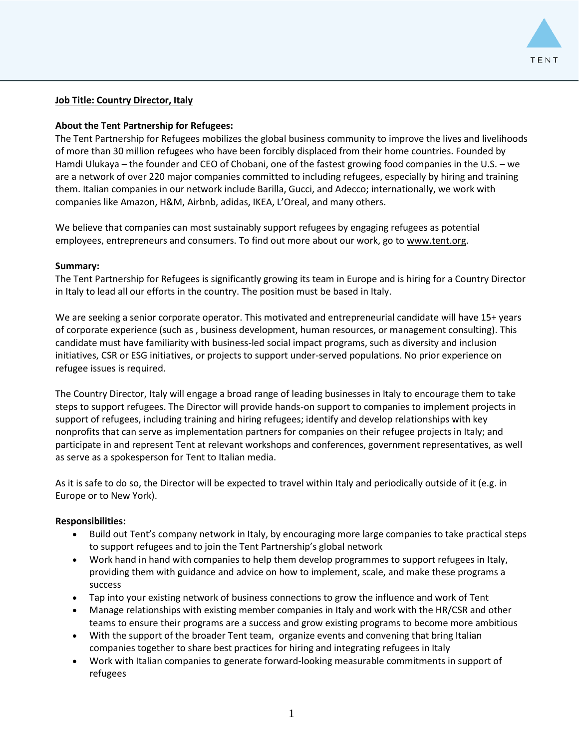**Job Title: Country Director, Italy**

**About the Tent Partnership for Refugees:**
The Tent Partnership for Refugees mobilizes the global business community to improve the lives and livelihoods of more than 30 million refugees who have been forcibly displaced from their home countries. Founded by Hamdi Ulukaya – the founder and CEO of Chobani, one of the fastest growing food companies in the U.S. – we are a network of over 220 major companies committed to including refugees, especially by hiring and training them. Italian companies in our network include Barilla, Gucci, and Adecco; internationally, we work with companies like Amazon, H&M, Airbnb, adidas, IKEA, L'Oreal, and many others.

We believe that companies can most sustainably support refugees by engaging refugees as potential employees, entrepreneurs and consumers. To find out more about our work, go to www.tent.org.

**Summary:**
The Tent Partnership for Refugees is significantly growing its team in Europe and is hiring for a Country Director in Italy to lead all our efforts in the country. The position must be based in Italy.

We are seeking a senior corporate operator. This motivated and entrepreneurial candidate will have 15+ years of corporate experience (such as , business development, human resources, or management consulting). This candidate must have familiarity with business-led social impact programs, such as diversity and inclusion initiatives, CSR or ESG initiatives, or projects to support under-served populations. No prior experience on refugee issues is required.

The Country Director, Italy will engage a broad range of leading businesses in Italy to encourage them to take steps to support refugees. The Director will provide hands-on support to companies to implement projects in support of refugees, including training and hiring refugees; identify and develop relationships with key nonprofits that can serve as implementation partners for companies on their refugee projects in Italy; and participate in and represent Tent at relevant workshops and conferences, government representatives, as well as serve as a spokesperson for Tent to Italian media.

As it is safe to do so, the Director will be expected to travel within Italy and periodically outside of it (e.g. in Europe or to New York).

**Responsibilities:**

- Build out Tent's company network in Italy, by encouraging more large companies to take practical steps to support refugees and to join the Tent Partnership's global network
- Work hand in hand with companies to help them develop programmes to support refugees in Italy, providing them with guidance and advice on how to implement, scale, and make these programs a success
- Tap into your existing network of business connections to grow the influence and work of Tent
- Manage relationships with existing member companies in Italy and work with the HR/CSR and other teams to ensure their programs are a success and grow existing programs to become more ambitious
- With the support of the broader Tent team, organize events and convening that bring Italian companies together to share best practices for hiring and integrating refugees in Italy
- Work with Italian companies to generate forward-looking measurable commitments in support of refugees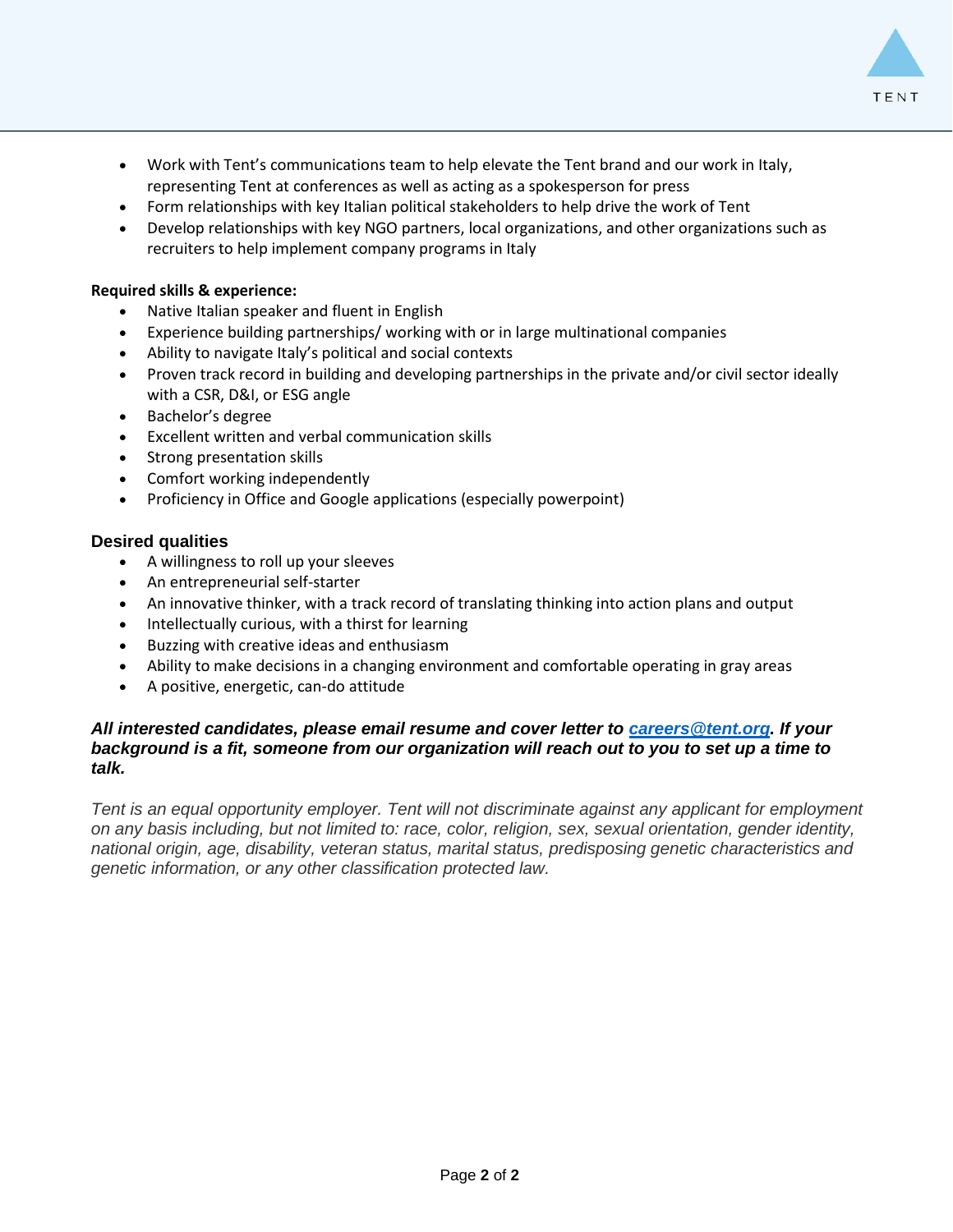- Work with Tent's communications team to help elevate the Tent brand and our work in Italy, representing Tent at conferences as well as acting as a spokesperson for press
- Form relationships with key Italian political stakeholders to help drive the work of Tent
- Develop relationships with key NGO partners, local organizations, and other organizations such as recruiters to help implement company programs in Italy

**Required skills & experience:**

- Native Italian speaker and fluent in English
- Experience building partnerships/ working with or in large multinational companies
- Ability to navigate Italy's political and social contexts
- Proven track record in building and developing partnerships in the private and/or civil sector ideally with a CSR, D&I, or ESG angle
- Bachelor's degree
- Excellent written and verbal communication skills
- Strong presentation skills
- Comfort working independently
- Proficiency in Office and Google applications (especially powerpoint)

**Desired qualities**

- A willingness to roll up your sleeves
- An entrepreneurial self-starter
- An innovative thinker, with a track record of translating thinking into action plans and output
- Intellectually curious, with a thirst for learning
- Buzzing with creative ideas and enthusiasm
- Ability to make decisions in a changing environment and comfortable operating in gray areas
- A positive, energetic, can-do attitude

***All interested candidates, please email resume and cover letter to careers@tent.org. If your background is a fit, someone from our organization will reach out to you to set up a time to talk.***

*Tent is an equal opportunity employer. Tent will not discriminate against any applicant for employment on any basis including, but not limited to: race, color, religion, sex, sexual orientation, gender identity, national origin, age, disability, veteran status, marital status, predisposing genetic characteristics and genetic information, or any other classification protected law.*